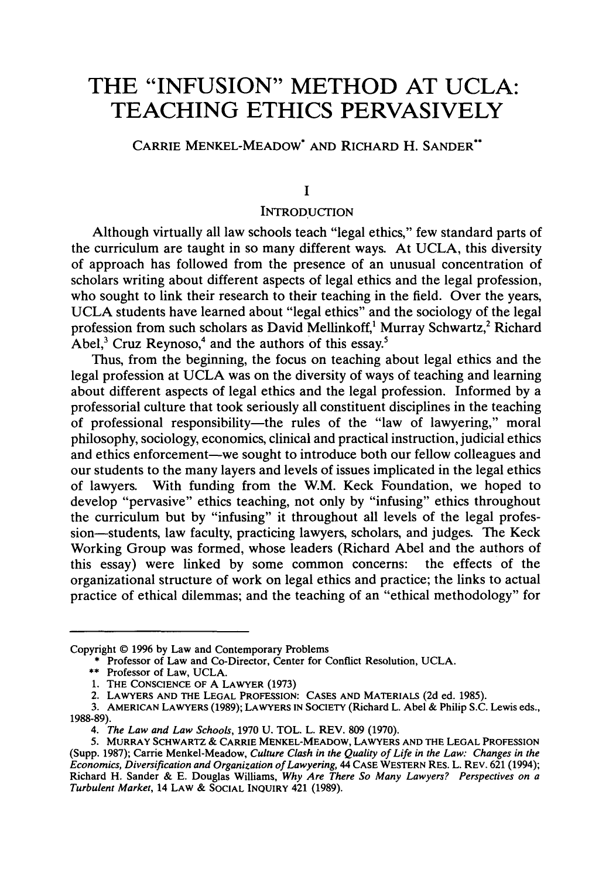# THE "INFUSION" METHOD AT UCLA: TEACHING ETHICS PERVASIVELY

CARRIE MENKEL-MEADOW* AND RICHARD H. SANDER**

## I

## INTRODUCTION

Although virtually all law schools teach "legal ethics," few standard parts of the curriculum are taught in so many different ways. At UCLA, this diversity of approach has followed from the presence of an unusual concentration of scholars writing about different aspects of legal ethics and the legal profession, who sought to link their research to their teaching in the field. Over the years, UCLA students have learned about "legal ethics" and the sociology of the legal profession from such scholars as David Mellinkoff,[1] Murray Schwartz,[2] Richard Abel,[3] Cruz Reynoso,[4] and the authors of this essay.[5]

Thus, from the beginning, the focus on teaching about legal ethics and the legal profession at UCLA was on the diversity of ways of teaching and learning about different aspects of legal ethics and the legal profession. Informed by a professorial culture that took seriously all constituent disciplines in the teaching of professional responsibility—the rules of the "law of lawyering," moral philosophy, sociology, economics, clinical and practical instruction, judicial ethics and ethics enforcement—we sought to introduce both our fellow colleagues and our students to the many layers and levels of issues implicated in the legal ethics of lawyers. With funding from the W.M. Keck Foundation, we hoped to develop "pervasive" ethics teaching, not only by "infusing" ethics throughout the curriculum but by "infusing" it throughout all levels of the legal profession—students, law faculty, practicing lawyers, scholars, and judges. The Keck Working Group was formed, whose leaders (Richard Abel and the authors of this essay) were linked by some common concerns: the effects of the organizational structure of work on legal ethics and practice; the links to actual practice of ethical dilemmas; and the teaching of an "ethical methodology" for

---

Copyright © 1996 by Law and Contemporary Problems

\* Professor of Law and Co-Director, Center for Conflict Resolution, UCLA.

\*\* Professor of Law, UCLA.

1. THE CONSCIENCE OF A LAWYER (1973)

2. LAWYERS AND THE LEGAL PROFESSION: CASES AND MATERIALS (2d ed. 1985).

3. AMERICAN LAWYERS (1989); LAWYERS IN SOCIETY (Richard L. Abel & Philip S.C. Lewis eds., 1988-89).

4. *The Law and Law Schools*, 1970 U. TOL. L. REV. 809 (1970).

5. MURRAY SCHWARTZ & CARRIE MENKEL-MEADOW, LAWYERS AND THE LEGAL PROFESSION (Supp. 1987); Carrie Menkel-Meadow, *Culture Clash in the Quality of Life in the Law: Changes in the Economics, Diversification and Organization of Lawyering*, 44 CASE WESTERN RES. L. REV. 621 (1994); Richard H. Sander & E. Douglas Williams, *Why Are There So Many Lawyers? Perspectives on a Turbulent Market*, 14 LAW & SOCIAL INQUIRY 421 (1989).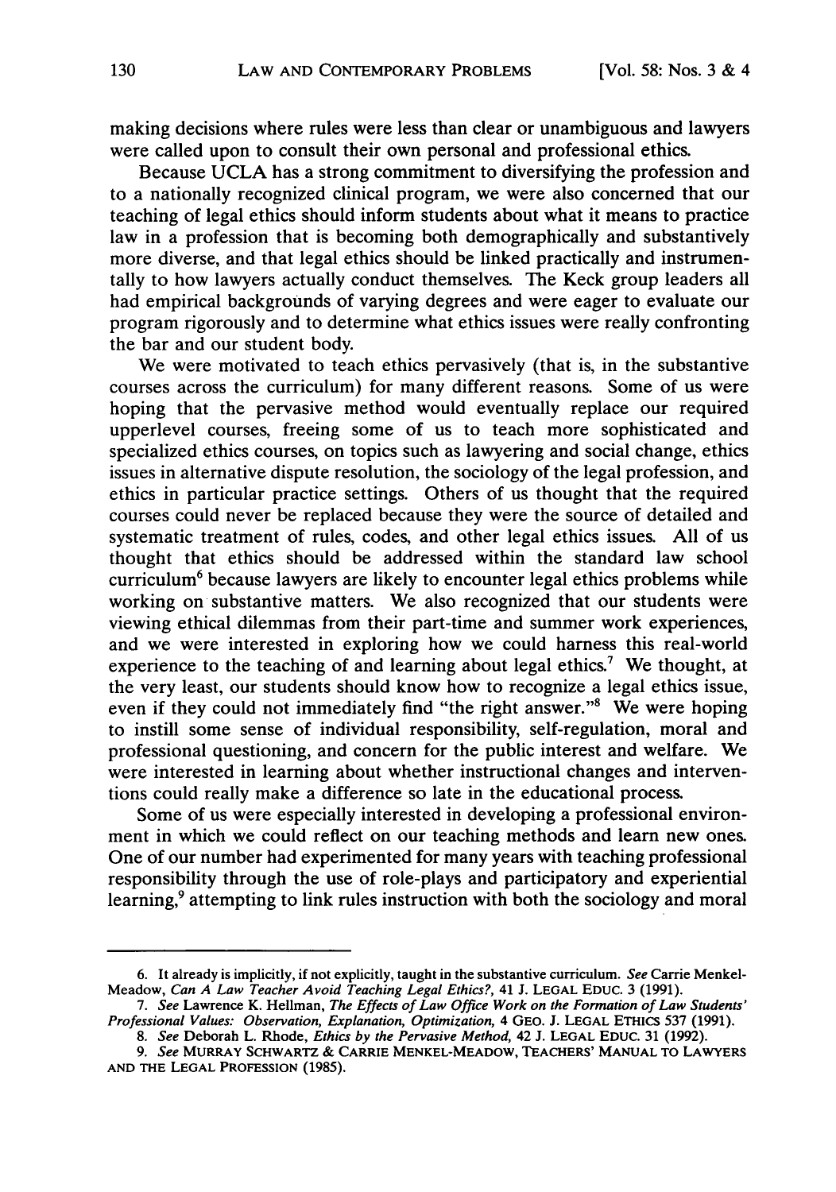making decisions where rules were less than clear or unambiguous and lawyers were called upon to consult their own personal and professional ethics.

Because UCLA has a strong commitment to diversifying the profession and to a nationally recognized clinical program, we were also concerned that our teaching of legal ethics should inform students about what it means to practice law in a profession that is becoming both demographically and substantively more diverse, and that legal ethics should be linked practically and instrumentally to how lawyers actually conduct themselves. The Keck group leaders all had empirical backgrounds of varying degrees and were eager to evaluate our program rigorously and to determine what ethics issues were really confronting the bar and our student body.

We were motivated to teach ethics pervasively (that is, in the substantive courses across the curriculum) for many different reasons. Some of us were hoping that the pervasive method would eventually replace our required upperlevel courses, freeing some of us to teach more sophisticated and specialized ethics courses, on topics such as lawyering and social change, ethics issues in alternative dispute resolution, the sociology of the legal profession, and ethics in particular practice settings. Others of us thought that the required courses could never be replaced because they were the source of detailed and systematic treatment of rules, codes, and other legal ethics issues. All of us thought that ethics should be addressed within the standard law school curriculum[6] because lawyers are likely to encounter legal ethics problems while working on substantive matters. We also recognized that our students were viewing ethical dilemmas from their part-time and summer work experiences, and we were interested in exploring how we could harness this real-world experience to the teaching of and learning about legal ethics.[7] We thought, at the very least, our students should know how to recognize a legal ethics issue, even if they could not immediately find "the right answer."[8] We were hoping to instill some sense of individual responsibility, self-regulation, moral and professional questioning, and concern for the public interest and welfare. We were interested in learning about whether instructional changes and interventions could really make a difference so late in the educational process.

Some of us were especially interested in developing a professional environment in which we could reflect on our teaching methods and learn new ones. One of our number had experimented for many years with teaching professional responsibility through the use of role-plays and participatory and experiential learning,[9] attempting to link rules instruction with both the sociology and moral

---

6. It already is implicitly, if not explicitly, taught in the substantive curriculum. *See* Carrie Menkel-Meadow, *Can A Law Teacher Avoid Teaching Legal Ethics?*, 41 J. LEGAL EDUC. 3 (1991).

7. *See* Lawrence K. Hellman, *The Effects of Law Office Work on the Formation of Law Students' Professional Values: Observation, Explanation, Optimization*, 4 GEO. J. LEGAL ETHICS 537 (1991).

8. *See* Deborah L. Rhode, *Ethics by the Pervasive Method*, 42 J. LEGAL EDUC. 31 (1992).

9. *See* MURRAY SCHWARTZ & CARRIE MENKEL-MEADOW, TEACHERS' MANUAL TO LAWYERS AND THE LEGAL PROFESSION (1985).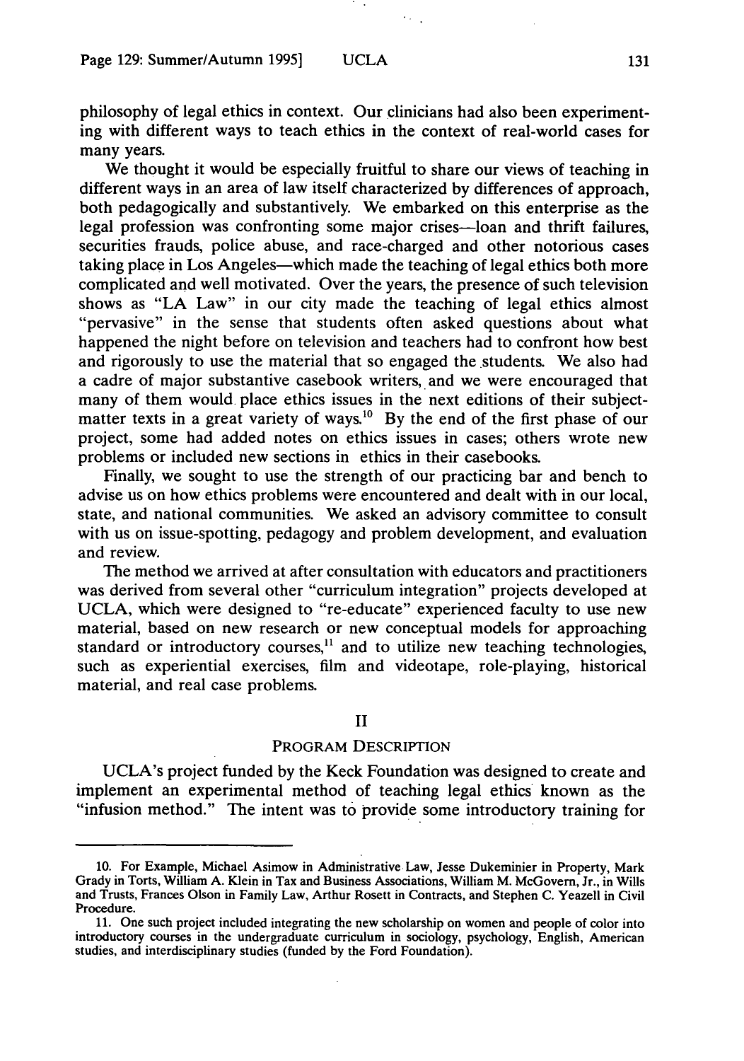philosophy of legal ethics in context. Our clinicians had also been experimenting with different ways to teach ethics in the context of real-world cases for many years.

We thought it would be especially fruitful to share our views of teaching in different ways in an area of law itself characterized by differences of approach, both pedagogically and substantively. We embarked on this enterprise as the legal profession was confronting some major crises—loan and thrift failures, securities frauds, police abuse, and race-charged and other notorious cases taking place in Los Angeles—which made the teaching of legal ethics both more complicated and well motivated. Over the years, the presence of such television shows as "LA Law" in our city made the teaching of legal ethics almost "pervasive" in the sense that students often asked questions about what happened the night before on television and teachers had to confront how best and rigorously to use the material that so engaged the students. We also had a cadre of major substantive casebook writers, and we were encouraged that many of them would place ethics issues in the next editions of their subject-matter texts in a great variety of ways.[10] By the end of the first phase of our project, some had added notes on ethics issues in cases; others wrote new problems or included new sections in ethics in their casebooks.

Finally, we sought to use the strength of our practicing bar and bench to advise us on how ethics problems were encountered and dealt with in our local, state, and national communities. We asked an advisory committee to consult with us on issue-spotting, pedagogy and problem development, and evaluation and review.

The method we arrived at after consultation with educators and practitioners was derived from several other "curriculum integration" projects developed at UCLA, which were designed to "re-educate" experienced faculty to use new material, based on new research or new conceptual models for approaching standard or introductory courses,[11] and to utilize new teaching technologies, such as experiential exercises, film and videotape, role-playing, historical material, and real case problems.

## II

## Program Description

UCLA's project funded by the Keck Foundation was designed to create and implement an experimental method of teaching legal ethics known as the "infusion method." The intent was to provide some introductory training for

---

10. For Example, Michael Asimow in Administrative Law, Jesse Dukeminier in Property, Mark Grady in Torts, William A. Klein in Tax and Business Associations, William M. McGovern, Jr., in Wills and Trusts, Frances Olson in Family Law, Arthur Rosett in Contracts, and Stephen C. Yeazell in Civil Procedure.

11. One such project included integrating the new scholarship on women and people of color into introductory courses in the undergraduate curriculum in sociology, psychology, English, American studies, and interdisciplinary studies (funded by the Ford Foundation).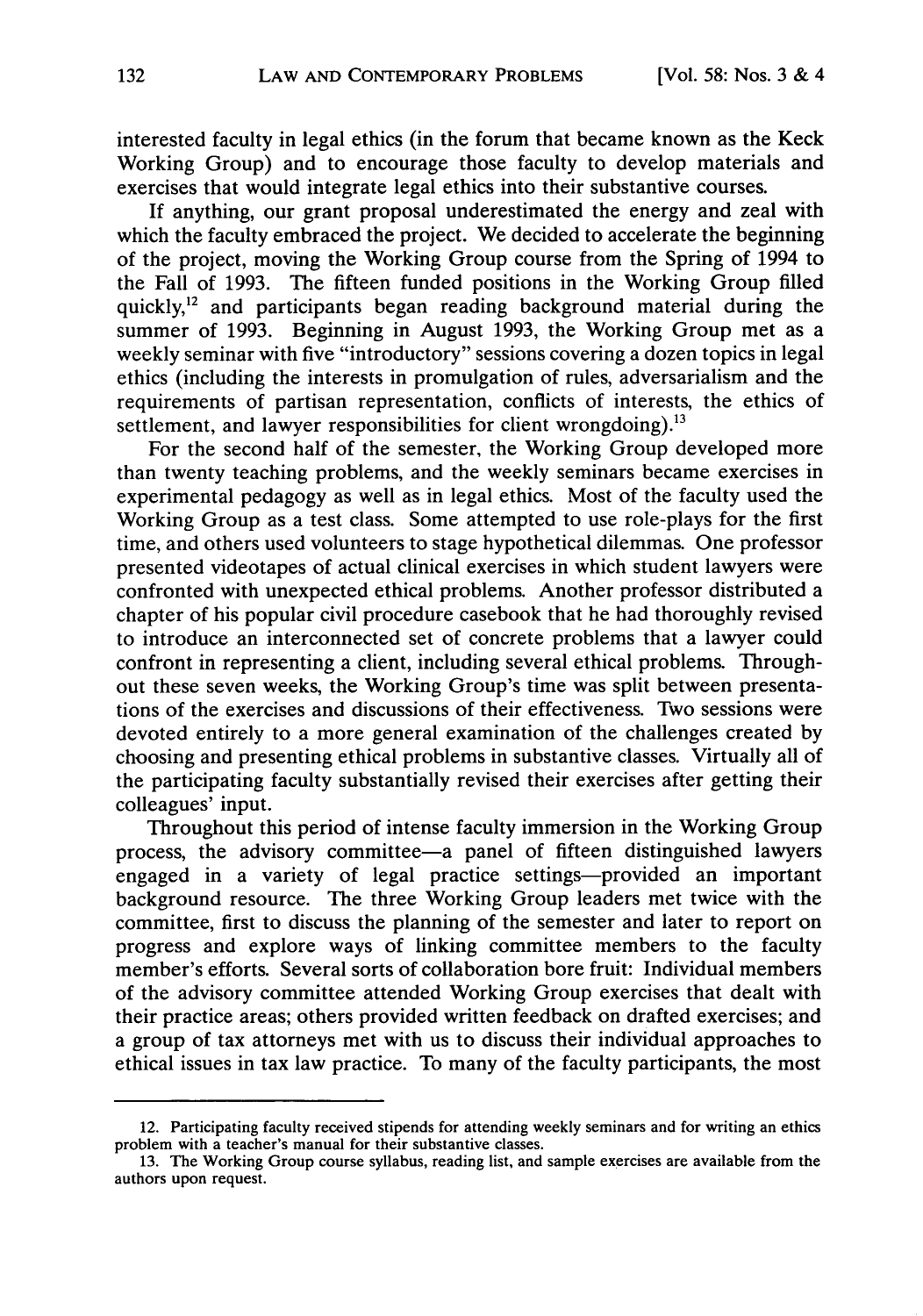interested faculty in legal ethics (in the forum that became known as the Keck Working Group) and to encourage those faculty to develop materials and exercises that would integrate legal ethics into their substantive courses.

If anything, our grant proposal underestimated the energy and zeal with which the faculty embraced the project. We decided to accelerate the beginning of the project, moving the Working Group course from the Spring of 1994 to the Fall of 1993. The fifteen funded positions in the Working Group filled quickly,[12] and participants began reading background material during the summer of 1993. Beginning in August 1993, the Working Group met as a weekly seminar with five "introductory" sessions covering a dozen topics in legal ethics (including the interests in promulgation of rules, adversarialism and the requirements of partisan representation, conflicts of interests, the ethics of settlement, and lawyer responsibilities for client wrongdoing).[13]

For the second half of the semester, the Working Group developed more than twenty teaching problems, and the weekly seminars became exercises in experimental pedagogy as well as in legal ethics. Most of the faculty used the Working Group as a test class. Some attempted to use role-plays for the first time, and others used volunteers to stage hypothetical dilemmas. One professor presented videotapes of actual clinical exercises in which student lawyers were confronted with unexpected ethical problems. Another professor distributed a chapter of his popular civil procedure casebook that he had thoroughly revised to introduce an interconnected set of concrete problems that a lawyer could confront in representing a client, including several ethical problems. Throughout these seven weeks, the Working Group's time was split between presentations of the exercises and discussions of their effectiveness. Two sessions were devoted entirely to a more general examination of the challenges created by choosing and presenting ethical problems in substantive classes. Virtually all of the participating faculty substantially revised their exercises after getting their colleagues' input.

Throughout this period of intense faculty immersion in the Working Group process, the advisory committee—a panel of fifteen distinguished lawyers engaged in a variety of legal practice settings—provided an important background resource. The three Working Group leaders met twice with the committee, first to discuss the planning of the semester and later to report on progress and explore ways of linking committee members to the faculty member's efforts. Several sorts of collaboration bore fruit: Individual members of the advisory committee attended Working Group exercises that dealt with their practice areas; others provided written feedback on drafted exercises; and a group of tax attorneys met with us to discuss their individual approaches to ethical issues in tax law practice. To many of the faculty participants, the most

---

12. Participating faculty received stipends for attending weekly seminars and for writing an ethics problem with a teacher's manual for their substantive classes.

13. The Working Group course syllabus, reading list, and sample exercises are available from the authors upon request.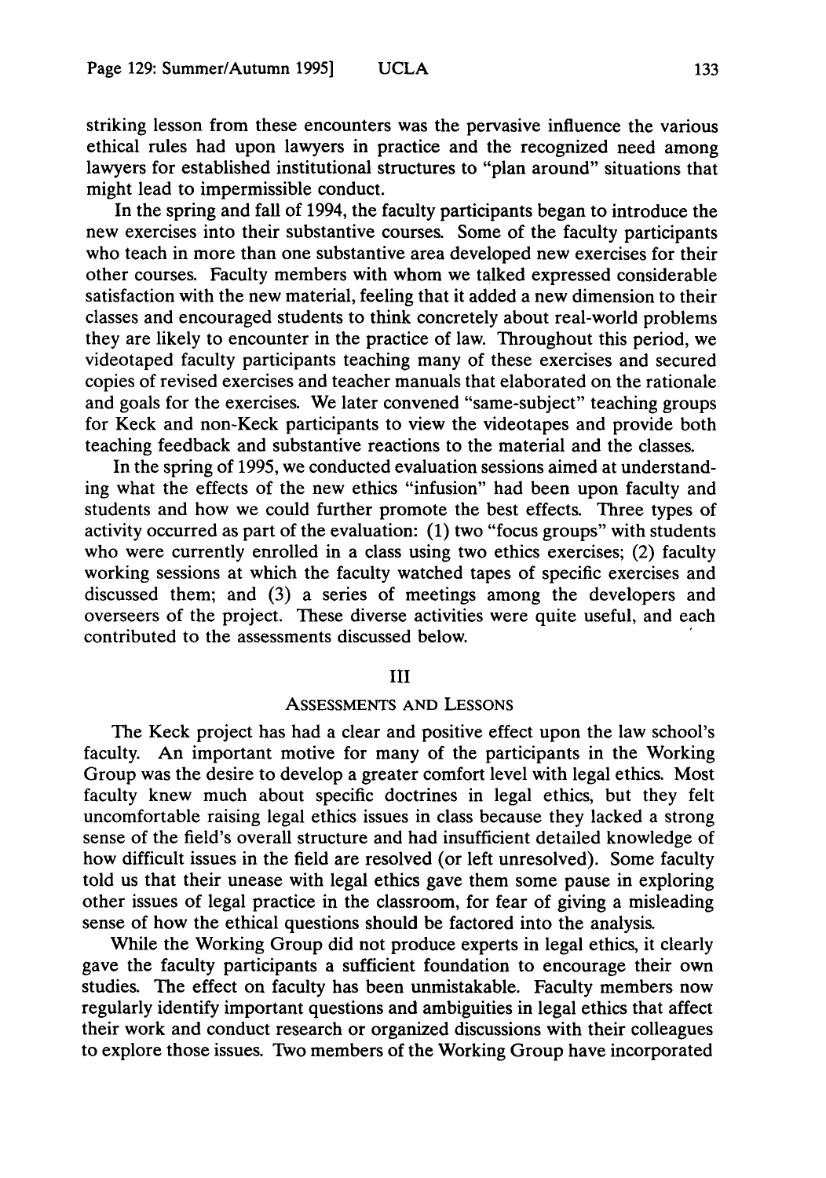striking lesson from these encounters was the pervasive influence the various ethical rules had upon lawyers in practice and the recognized need among lawyers for established institutional structures to "plan around" situations that might lead to impermissible conduct.

In the spring and fall of 1994, the faculty participants began to introduce the new exercises into their substantive courses. Some of the faculty participants who teach in more than one substantive area developed new exercises for their other courses. Faculty members with whom we talked expressed considerable satisfaction with the new material, feeling that it added a new dimension to their classes and encouraged students to think concretely about real-world problems they are likely to encounter in the practice of law. Throughout this period, we videotaped faculty participants teaching many of these exercises and secured copies of revised exercises and teacher manuals that elaborated on the rationale and goals for the exercises. We later convened "same-subject" teaching groups for Keck and non-Keck participants to view the videotapes and provide both teaching feedback and substantive reactions to the material and the classes.

In the spring of 1995, we conducted evaluation sessions aimed at understanding what the effects of the new ethics "infusion" had been upon faculty and students and how we could further promote the best effects. Three types of activity occurred as part of the evaluation: (1) two "focus groups" with students who were currently enrolled in a class using two ethics exercises; (2) faculty working sessions at which the faculty watched tapes of specific exercises and discussed them; and (3) a series of meetings among the developers and overseers of the project. These diverse activities were quite useful, and each contributed to the assessments discussed below.

## III

## ASSESSMENTS AND LESSONS

The Keck project has had a clear and positive effect upon the law school's faculty. An important motive for many of the participants in the Working Group was the desire to develop a greater comfort level with legal ethics. Most faculty knew much about specific doctrines in legal ethics, but they felt uncomfortable raising legal ethics issues in class because they lacked a strong sense of the field's overall structure and had insufficient detailed knowledge of how difficult issues in the field are resolved (or left unresolved). Some faculty told us that their unease with legal ethics gave them some pause in exploring other issues of legal practice in the classroom, for fear of giving a misleading sense of how the ethical questions should be factored into the analysis.

While the Working Group did not produce experts in legal ethics, it clearly gave the faculty participants a sufficient foundation to encourage their own studies. The effect on faculty has been unmistakable. Faculty members now regularly identify important questions and ambiguities in legal ethics that affect their work and conduct research or organized discussions with their colleagues to explore those issues. Two members of the Working Group have incorporated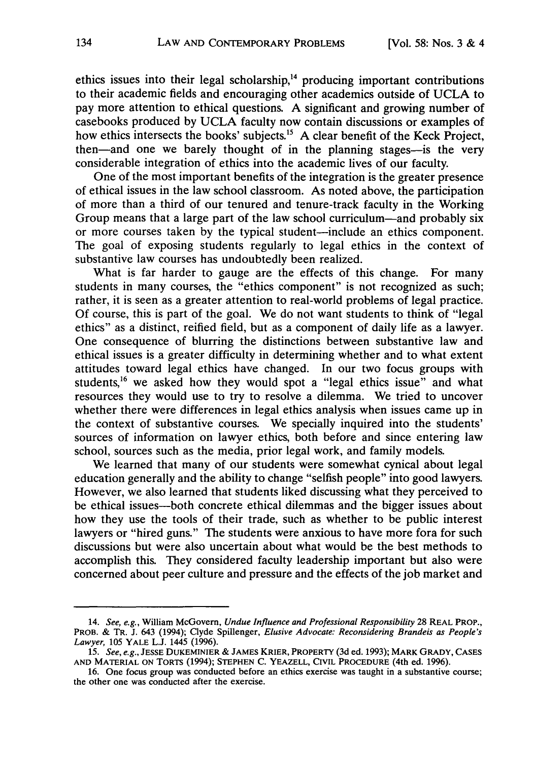ethics issues into their legal scholarship,[14] producing important contributions to their academic fields and encouraging other academics outside of UCLA to pay more attention to ethical questions. A significant and growing number of casebooks produced by UCLA faculty now contain discussions or examples of how ethics intersects the books' subjects.[15] A clear benefit of the Keck Project, then—and one we barely thought of in the planning stages—is the very considerable integration of ethics into the academic lives of our faculty.

One of the most important benefits of the integration is the greater presence of ethical issues in the law school classroom. As noted above, the participation of more than a third of our tenured and tenure-track faculty in the Working Group means that a large part of the law school curriculum—and probably six or more courses taken by the typical student—include an ethics component. The goal of exposing students regularly to legal ethics in the context of substantive law courses has undoubtedly been realized.

What is far harder to gauge are the effects of this change. For many students in many courses, the "ethics component" is not recognized as such; rather, it is seen as a greater attention to real-world problems of legal practice. Of course, this is part of the goal. We do not want students to think of "legal ethics" as a distinct, reified field, but as a component of daily life as a lawyer. One consequence of blurring the distinctions between substantive law and ethical issues is a greater difficulty in determining whether and to what extent attitudes toward legal ethics have changed. In our two focus groups with students,[16] we asked how they would spot a "legal ethics issue" and what resources they would use to try to resolve a dilemma. We tried to uncover whether there were differences in legal ethics analysis when issues came up in the context of substantive courses. We specially inquired into the students' sources of information on lawyer ethics, both before and since entering law school, sources such as the media, prior legal work, and family models.

We learned that many of our students were somewhat cynical about legal education generally and the ability to change "selfish people" into good lawyers. However, we also learned that students liked discussing what they perceived to be ethical issues—both concrete ethical dilemmas and the bigger issues about how they use the tools of their trade, such as whether to be public interest lawyers or "hired guns." The students were anxious to have more fora for such discussions but were also uncertain about what would be the best methods to accomplish this. They considered faculty leadership important but also were concerned about peer culture and pressure and the effects of the job market and

---

14. *See, e.g.*, William McGovern, *Undue Influence and Professional Responsibility* 28 REAL PROP., PROB. & TR. J. 643 (1994); Clyde Spillenger, *Elusive Advocate: Reconsidering Brandeis as People's Lawyer*, 105 YALE L.J. 1445 (1996).

15. *See, e.g.*, JESSE DUKEMINIER & JAMES KRIER, PROPERTY (3d ed. 1993); MARK GRADY, CASES AND MATERIAL ON TORTS (1994); STEPHEN C. YEAZELL, CIVIL PROCEDURE (4th ed. 1996).

16. One focus group was conducted before an ethics exercise was taught in a substantive course; the other one was conducted after the exercise.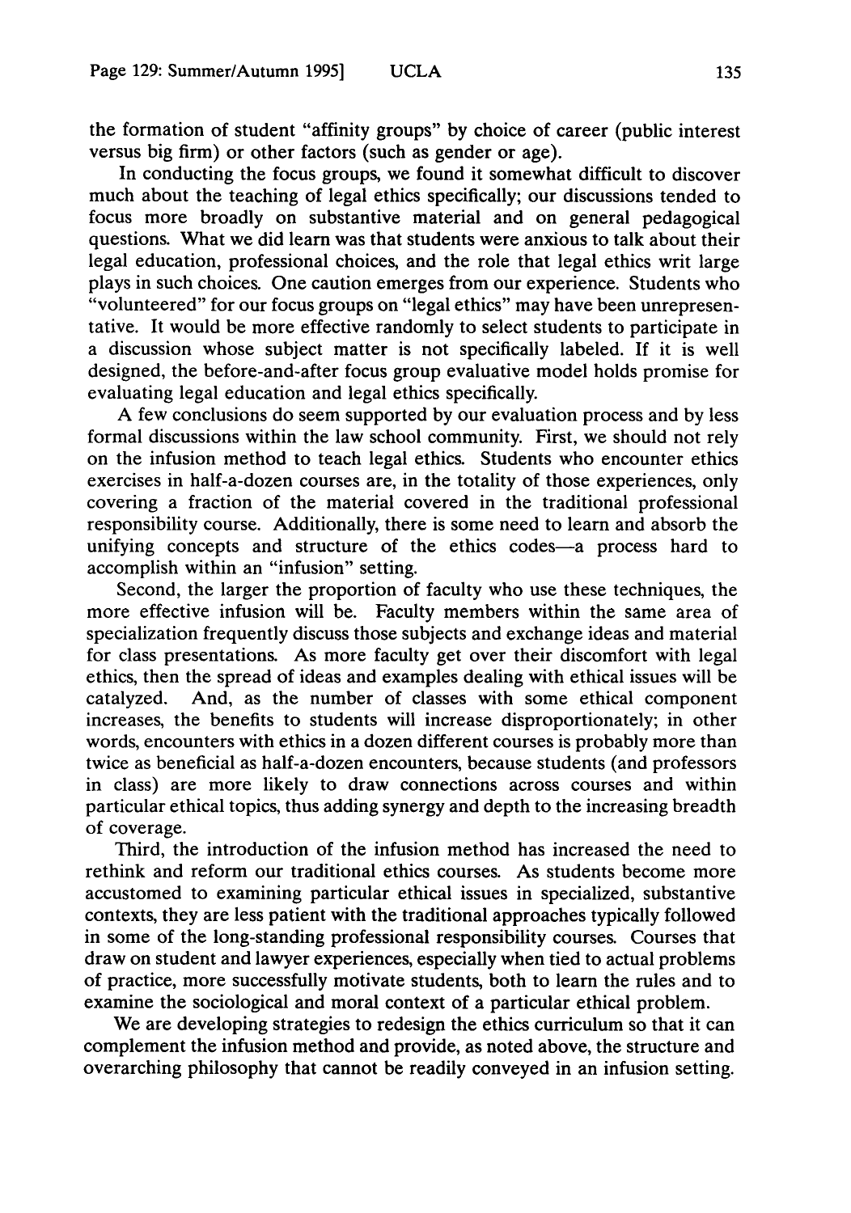the formation of student "affinity groups" by choice of career (public interest versus big firm) or other factors (such as gender or age).

In conducting the focus groups, we found it somewhat difficult to discover much about the teaching of legal ethics specifically; our discussions tended to focus more broadly on substantive material and on general pedagogical questions. What we did learn was that students were anxious to talk about their legal education, professional choices, and the role that legal ethics writ large plays in such choices. One caution emerges from our experience. Students who "volunteered" for our focus groups on "legal ethics" may have been unrepresentative. It would be more effective randomly to select students to participate in a discussion whose subject matter is not specifically labeled. If it is well designed, the before-and-after focus group evaluative model holds promise for evaluating legal education and legal ethics specifically.

A few conclusions do seem supported by our evaluation process and by less formal discussions within the law school community. First, we should not rely on the infusion method to teach legal ethics. Students who encounter ethics exercises in half-a-dozen courses are, in the totality of those experiences, only covering a fraction of the material covered in the traditional professional responsibility course. Additionally, there is some need to learn and absorb the unifying concepts and structure of the ethics codes—a process hard to accomplish within an "infusion" setting.

Second, the larger the proportion of faculty who use these techniques, the more effective infusion will be. Faculty members within the same area of specialization frequently discuss those subjects and exchange ideas and material for class presentations. As more faculty get over their discomfort with legal ethics, then the spread of ideas and examples dealing with ethical issues will be catalyzed. And, as the number of classes with some ethical component increases, the benefits to students will increase disproportionately; in other words, encounters with ethics in a dozen different courses is probably more than twice as beneficial as half-a-dozen encounters, because students (and professors in class) are more likely to draw connections across courses and within particular ethical topics, thus adding synergy and depth to the increasing breadth of coverage.

Third, the introduction of the infusion method has increased the need to rethink and reform our traditional ethics courses. As students become more accustomed to examining particular ethical issues in specialized, substantive contexts, they are less patient with the traditional approaches typically followed in some of the long-standing professional responsibility courses. Courses that draw on student and lawyer experiences, especially when tied to actual problems of practice, more successfully motivate students, both to learn the rules and to examine the sociological and moral context of a particular ethical problem.

We are developing strategies to redesign the ethics curriculum so that it can complement the infusion method and provide, as noted above, the structure and overarching philosophy that cannot be readily conveyed in an infusion setting.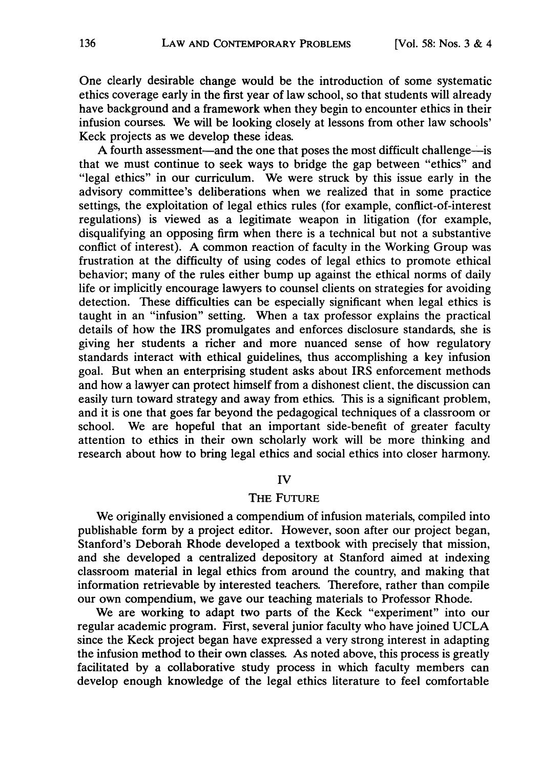One clearly desirable change would be the introduction of some systematic ethics coverage early in the first year of law school, so that students will already have background and a framework when they begin to encounter ethics in their infusion courses. We will be looking closely at lessons from other law schools' Keck projects as we develop these ideas.

A fourth assessment—and the one that poses the most difficult challenge—is that we must continue to seek ways to bridge the gap between "ethics" and "legal ethics" in our curriculum. We were struck by this issue early in the advisory committee's deliberations when we realized that in some practice settings, the exploitation of legal ethics rules (for example, conflict-of-interest regulations) is viewed as a legitimate weapon in litigation (for example, disqualifying an opposing firm when there is a technical but not a substantive conflict of interest). A common reaction of faculty in the Working Group was frustration at the difficulty of using codes of legal ethics to promote ethical behavior; many of the rules either bump up against the ethical norms of daily life or implicitly encourage lawyers to counsel clients on strategies for avoiding detection. These difficulties can be especially significant when legal ethics is taught in an "infusion" setting. When a tax professor explains the practical details of how the IRS promulgates and enforces disclosure standards, she is giving her students a richer and more nuanced sense of how regulatory standards interact with ethical guidelines, thus accomplishing a key infusion goal. But when an enterprising student asks about IRS enforcement methods and how a lawyer can protect himself from a dishonest client, the discussion can easily turn toward strategy and away from ethics. This is a significant problem, and it is one that goes far beyond the pedagogical techniques of a classroom or school. We are hopeful that an important side-benefit of greater faculty attention to ethics in their own scholarly work will be more thinking and research about how to bring legal ethics and social ethics into closer harmony.

## IV

## THE FUTURE

We originally envisioned a compendium of infusion materials, compiled into publishable form by a project editor. However, soon after our project began, Stanford's Deborah Rhode developed a textbook with precisely that mission, and she developed a centralized depository at Stanford aimed at indexing classroom material in legal ethics from around the country, and making that information retrievable by interested teachers. Therefore, rather than compile our own compendium, we gave our teaching materials to Professor Rhode.

We are working to adapt two parts of the Keck "experiment" into our regular academic program. First, several junior faculty who have joined UCLA since the Keck project began have expressed a very strong interest in adapting the infusion method to their own classes. As noted above, this process is greatly facilitated by a collaborative study process in which faculty members can develop enough knowledge of the legal ethics literature to feel comfortable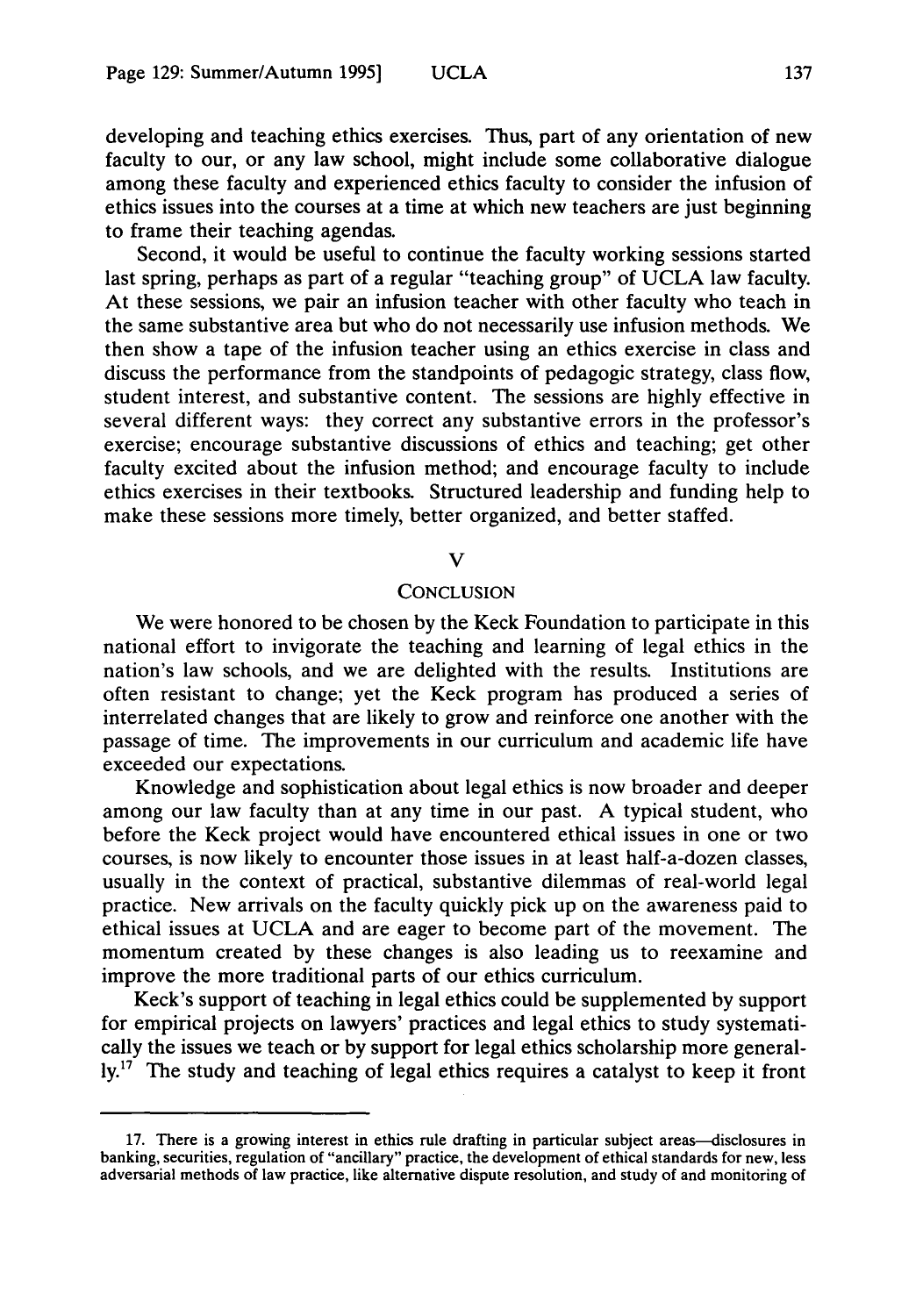developing and teaching ethics exercises. Thus, part of any orientation of new faculty to our, or any law school, might include some collaborative dialogue among these faculty and experienced ethics faculty to consider the infusion of ethics issues into the courses at a time at which new teachers are just beginning to frame their teaching agendas.

Second, it would be useful to continue the faculty working sessions started last spring, perhaps as part of a regular "teaching group" of UCLA law faculty. At these sessions, we pair an infusion teacher with other faculty who teach in the same substantive area but who do not necessarily use infusion methods. We then show a tape of the infusion teacher using an ethics exercise in class and discuss the performance from the standpoints of pedagogic strategy, class flow, student interest, and substantive content. The sessions are highly effective in several different ways: they correct any substantive errors in the professor's exercise; encourage substantive discussions of ethics and teaching; get other faculty excited about the infusion method; and encourage faculty to include ethics exercises in their textbooks. Structured leadership and funding help to make these sessions more timely, better organized, and better staffed.

## V

## CONCLUSION

We were honored to be chosen by the Keck Foundation to participate in this national effort to invigorate the teaching and learning of legal ethics in the nation's law schools, and we are delighted with the results. Institutions are often resistant to change; yet the Keck program has produced a series of interrelated changes that are likely to grow and reinforce one another with the passage of time. The improvements in our curriculum and academic life have exceeded our expectations.

Knowledge and sophistication about legal ethics is now broader and deeper among our law faculty than at any time in our past. A typical student, who before the Keck project would have encountered ethical issues in one or two courses, is now likely to encounter those issues in at least half-a-dozen classes, usually in the context of practical, substantive dilemmas of real-world legal practice. New arrivals on the faculty quickly pick up on the awareness paid to ethical issues at UCLA and are eager to become part of the movement. The momentum created by these changes is also leading us to reexamine and improve the more traditional parts of our ethics curriculum.

Keck's support of teaching in legal ethics could be supplemented by support for empirical projects on lawyers' practices and legal ethics to study systematically the issues we teach or by support for legal ethics scholarship more generally.[17] The study and teaching of legal ethics requires a catalyst to keep it front

---

17. There is a growing interest in ethics rule drafting in particular subject areas—disclosures in banking, securities, regulation of "ancillary" practice, the development of ethical standards for new, less adversarial methods of law practice, like alternative dispute resolution, and study of and monitoring of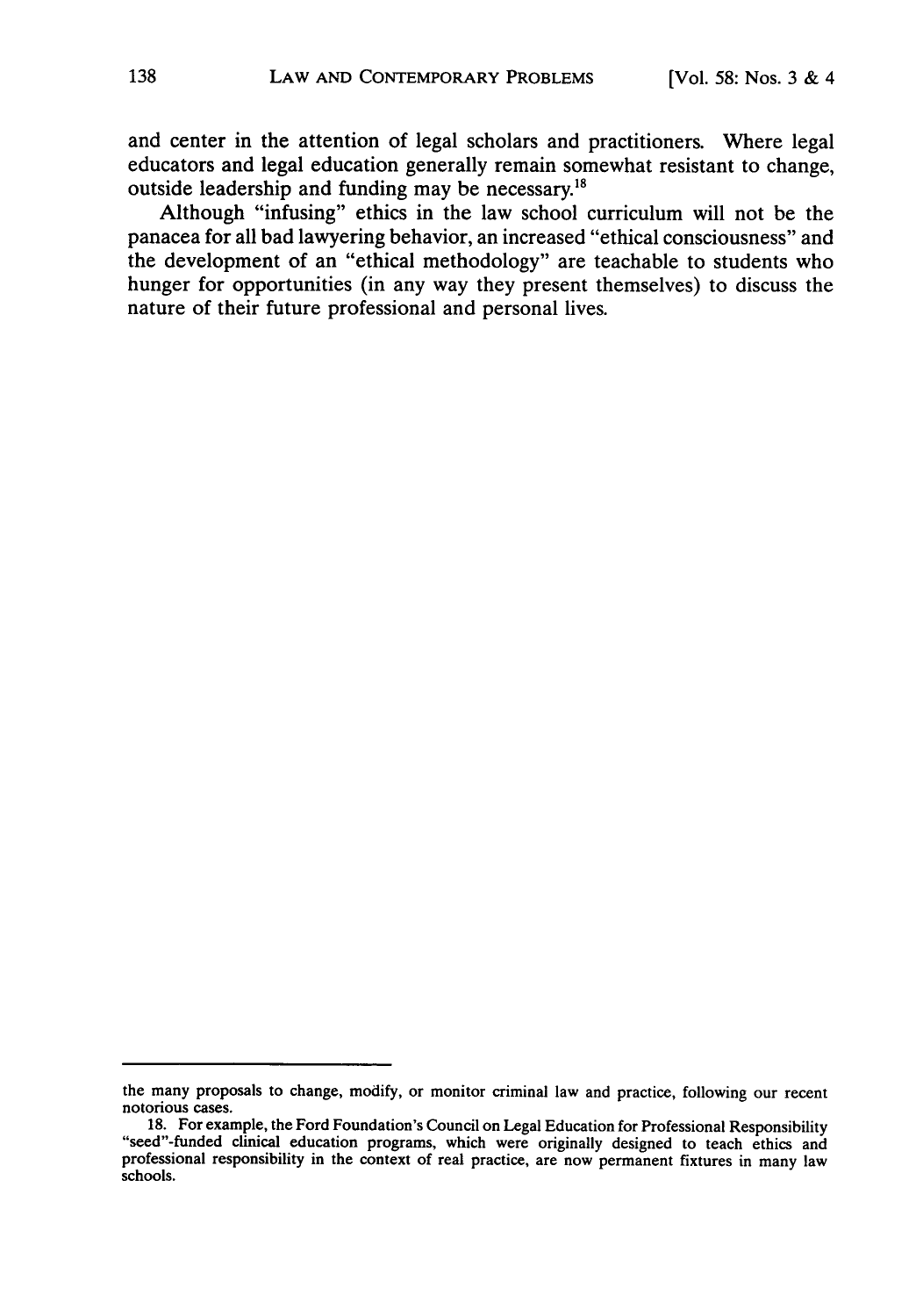and center in the attention of legal scholars and practitioners. Where legal educators and legal education generally remain somewhat resistant to change, outside leadership and funding may be necessary.[18]

Although "infusing" ethics in the law school curriculum will not be the panacea for all bad lawyering behavior, an increased "ethical consciousness" and the development of an "ethical methodology" are teachable to students who hunger for opportunities (in any way they present themselves) to discuss the nature of their future professional and personal lives.

---

the many proposals to change, modify, or monitor criminal law and practice, following our recent notorious cases.

18. For example, the Ford Foundation's Council on Legal Education for Professional Responsibility "seed"-funded clinical education programs, which were originally designed to teach ethics and professional responsibility in the context of real practice, are now permanent fixtures in many law schools.